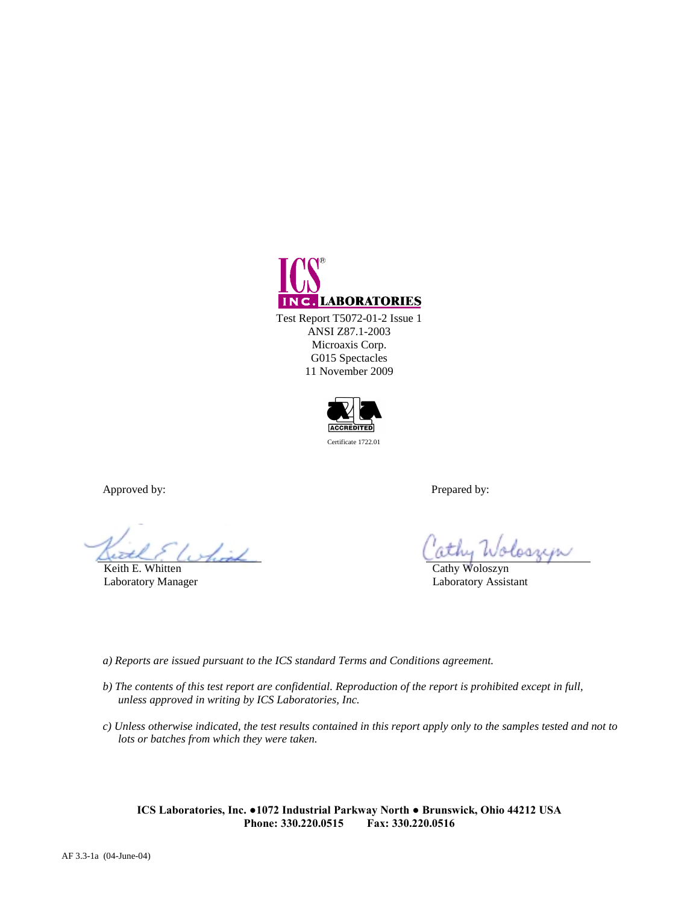ICS® INC. LABORATORIES

Test Report T5072-01-2 Issue 1
ANSI Z87.1-2003
Microaxis Corp.
G015 Spectacles
11 November 2009

ACCREDITED

Certificate 1722.01

Approved by:

Keith E. Whitten
Laboratory Manager

Prepared by:

Cathy Woloszyn
Laboratory Assistant

*a) Reports are issued pursuant to the ICS standard Terms and Conditions agreement.*

*b) The contents of this test report are confidential. Reproduction of the report is prohibited except in full, unless approved in writing by ICS Laboratories, Inc.*

*c) Unless otherwise indicated, the test results contained in this report apply only to the samples tested and not to lots or batches from which they were taken.*

**ICS Laboratories, Inc. ●1072 Industrial Parkway North ● Brunswick, Ohio 44212 USA**
**Phone: 330.220.0515 Fax: 330.220.0516**

AF 3.3-1a (04-June-04)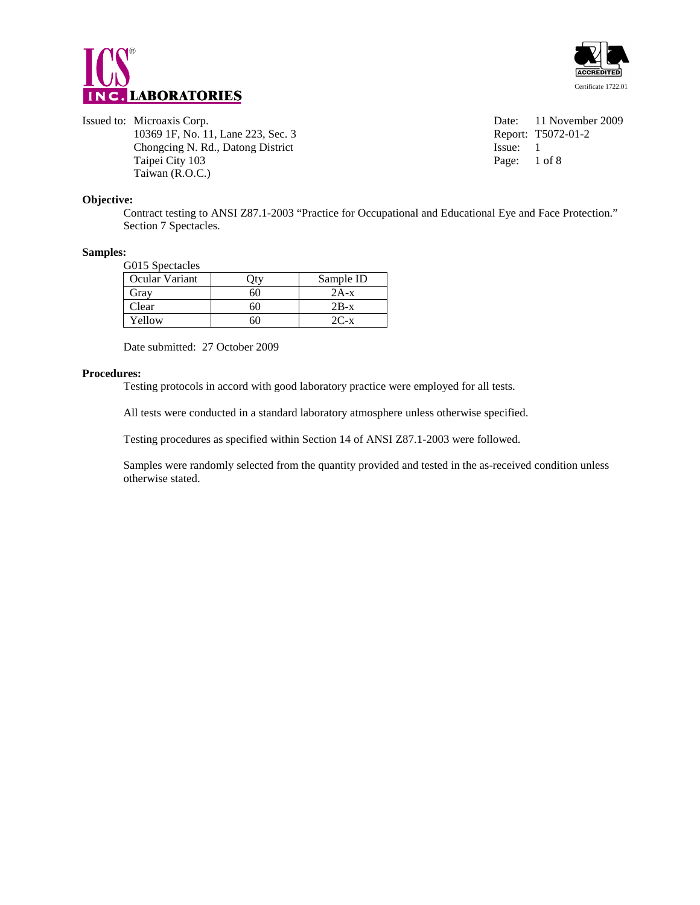# ICS® INC. LABORATORIES

ACCREDITED

Certificate 1722.01

Issued to: Microaxis Corp.
10369 1F, No. 11, Lane 223, Sec. 3
Chongcing N. Rd., Datong District
Taipei City 103
Taiwan (R.O.C.)

Date: 11 November 2009
Report: T5072-01-2
Issue: 1

**Objective:**

Contract testing to ANSI Z87.1-2003 "Practice for Occupational and Educational Eye and Face Protection." Section 7 Spectacles.

**Samples:**

G015 Spectacles

| Ocular Variant | Qty | Sample ID |
|---|---|---|
| Gray | 60 | 2A-x |
| Clear | 60 | 2B-x |
| Yellow | 60 | 2C-x |

Date submitted: 27 October 2009

**Procedures:**

Testing protocols in accord with good laboratory practice were employed for all tests.

All tests were conducted in a standard laboratory atmosphere unless otherwise specified.

Testing procedures as specified within Section 14 of ANSI Z87.1-2003 were followed.

Samples were randomly selected from the quantity provided and tested in the as-received condition unless otherwise stated.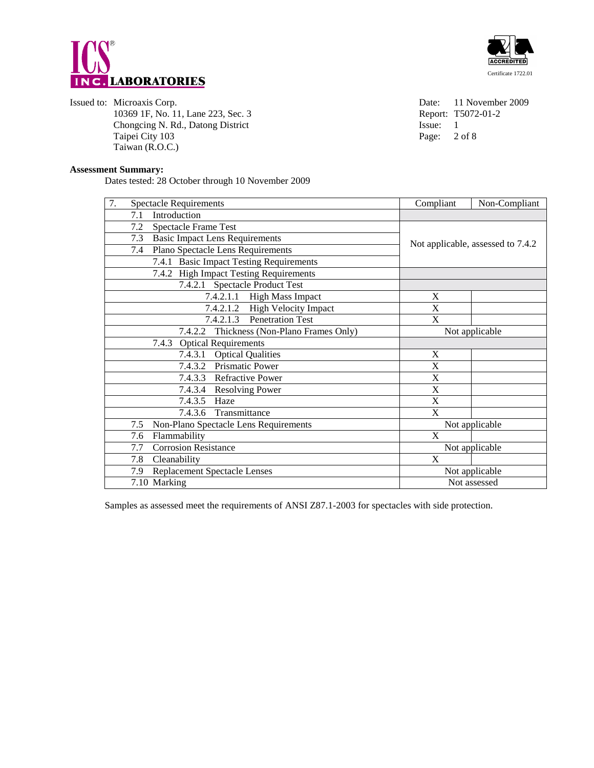ICS® INC. LABORATORIES

ACCREDITED
Certificate 1722.01

Issued to: Microaxis Corp.
10369 1F, No. 11, Lane 223, Sec. 3
Chongcing N. Rd., Datong District
Taipei City 103
Taiwan (R.O.C.)

Date: 11 November 2009
Report: T5072-01-2
Issue: 1

**Assessment Summary:**

Dates tested: 28 October through 10 November 2009

| 7. Spectacle Requirements | Compliant | Non-Compliant |
|---|---|---|
| 7.1 Introduction | | |
| 7.2 Spectacle Frame Test | Not applicable, assessed to 7.4.2 | |
| 7.3 Basic Impact Lens Requirements | Not applicable, assessed to 7.4.2 | |
| 7.4 Plano Spectacle Lens Requirements | Not applicable, assessed to 7.4.2 | |
| 7.4.1 Basic Impact Testing Requirements | Not applicable, assessed to 7.4.2 | |
| 7.4.2 High Impact Testing Requirements | | |
| 7.4.2.1 Spectacle Product Test | | |
| 7.4.2.1.1 High Mass Impact | X | |
| 7.4.2.1.2 High Velocity Impact | X | |
| 7.4.2.1.3 Penetration Test | X | |
| 7.4.2.2 Thickness (Non-Plano Frames Only) | Not applicable | |
| 7.4.3 Optical Requirements | | |
| 7.4.3.1 Optical Qualities | X | |
| 7.4.3.2 Prismatic Power | X | |
| 7.4.3.3 Refractive Power | X | |
| 7.4.3.4 Resolving Power | X | |
| 7.4.3.5 Haze | X | |
| 7.4.3.6 Transmittance | X | |
| 7.5 Non-Plano Spectacle Lens Requirements | Not applicable | |
| 7.6 Flammability | X | |
| 7.7 Corrosion Resistance | Not applicable | |
| 7.8 Cleanability | X | |
| 7.9 Replacement Spectacle Lenses | Not applicable | |
| 7.10 Marking | Not assessed | |

Samples as assessed meet the requirements of ANSI Z87.1-2003 for spectacles with side protection.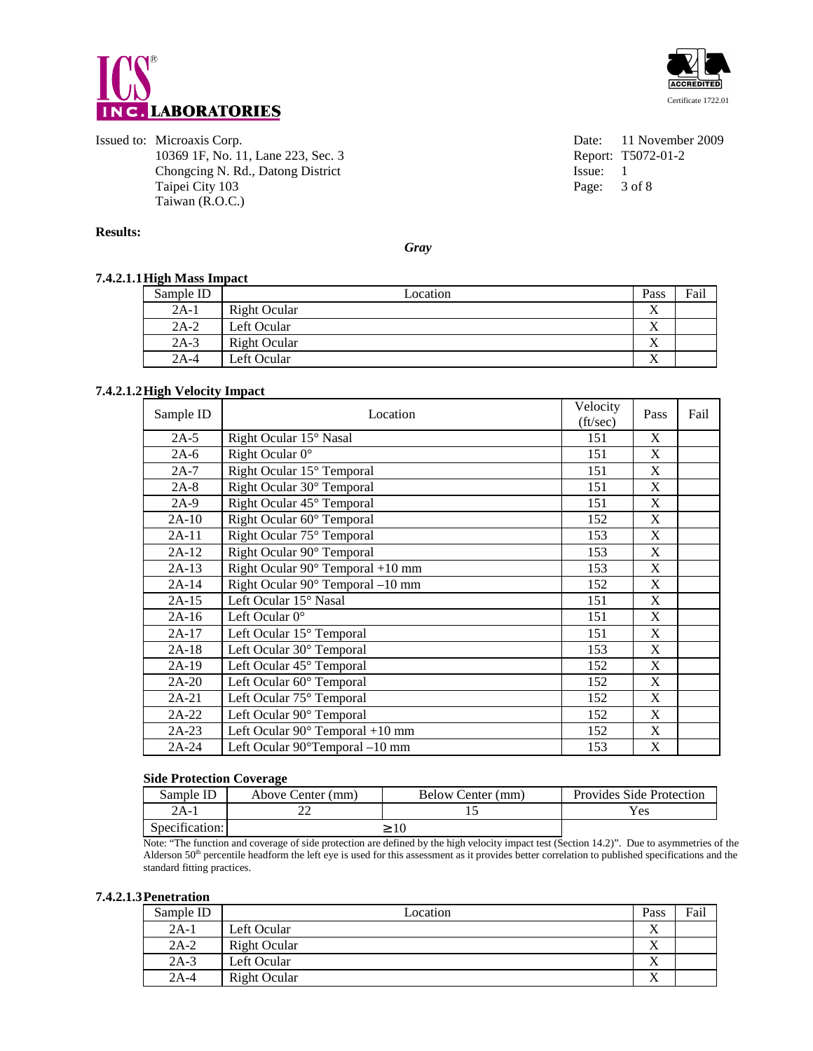Issued to: Microaxis Corp.
10369 1F, No. 11, Lane 223, Sec. 3
Chongcing N. Rd., Datong District
Taipei City 103
Taiwan (R.O.C.)

Date: 11 November 2009
Report: T5072-01-2
Issue: 1

**Results:**

***Gray***

### 7.4.2.1.1 High Mass Impact

| Sample ID | Location | Pass | Fail |
|---|---|---|---|
| 2A-1 | Right Ocular | X | |
| 2A-2 | Left Ocular | X | |
| 2A-3 | Right Ocular | X | |
| 2A-4 | Left Ocular | X | |

### 7.4.2.1.2 High Velocity Impact

| Sample ID | Location | Velocity (ft/sec) | Pass | Fail |
|---|---|---|---|---|
| 2A-5 | Right Ocular 15° Nasal | 151 | X | |
| 2A-6 | Right Ocular 0° | 151 | X | |
| 2A-7 | Right Ocular 15° Temporal | 151 | X | |
| 2A-8 | Right Ocular 30° Temporal | 151 | X | |
| 2A-9 | Right Ocular 45° Temporal | 151 | X | |
| 2A-10 | Right Ocular 60° Temporal | 152 | X | |
| 2A-11 | Right Ocular 75° Temporal | 153 | X | |
| 2A-12 | Right Ocular 90° Temporal | 153 | X | |
| 2A-13 | Right Ocular 90° Temporal +10 mm | 153 | X | |
| 2A-14 | Right Ocular 90° Temporal –10 mm | 152 | X | |
| 2A-15 | Left Ocular 15° Nasal | 151 | X | |
| 2A-16 | Left Ocular 0° | 151 | X | |
| 2A-17 | Left Ocular 15° Temporal | 151 | X | |
| 2A-18 | Left Ocular 30° Temporal | 153 | X | |
| 2A-19 | Left Ocular 45° Temporal | 152 | X | |
| 2A-20 | Left Ocular 60° Temporal | 152 | X | |
| 2A-21 | Left Ocular 75° Temporal | 152 | X | |
| 2A-22 | Left Ocular 90° Temporal | 152 | X | |
| 2A-23 | Left Ocular 90° Temporal +10 mm | 152 | X | |
| 2A-24 | Left Ocular 90°Temporal –10 mm | 153 | X | |

**Side Protection Coverage**

| Sample ID | Above Center (mm) | Below Center (mm) | Provides Side Protection |
|---|---|---|---|
| 2A-1 | 22 | 15 | Yes |
| Specification: | ≥ 10 | | |

Note: "The function and coverage of side protection are defined by the high velocity impact test (Section 14.2)". Due to asymmetries of the Alderson 50th percentile headform the left eye is used for this assessment as it provides better correlation to published specifications and the standard fitting practices.

### 7.4.2.1.3 Penetration

| Sample ID | Location | Pass | Fail |
|---|---|---|---|
| 2A-1 | Left Ocular | X | |
| 2A-2 | Right Ocular | X | |
| 2A-3 | Left Ocular | X | |
| 2A-4 | Right Ocular | X | |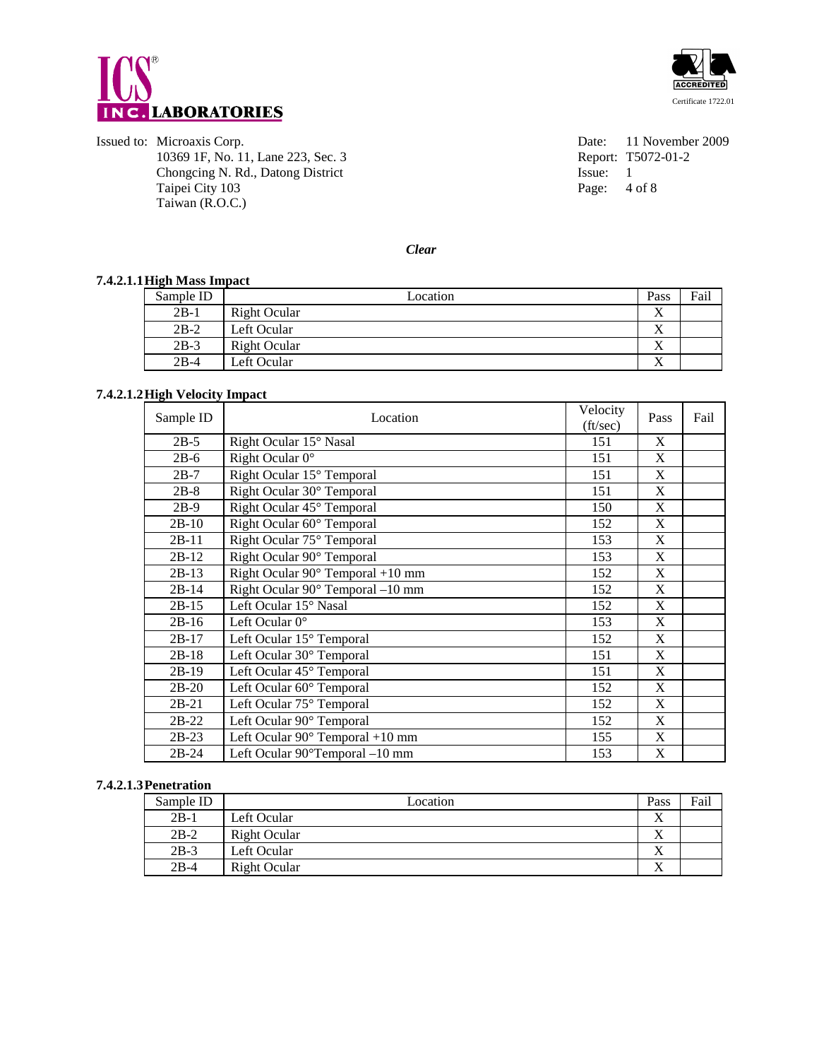Issued to: Microaxis Corp.
10369 1F, No. 11, Lane 223, Sec. 3
Chongcing N. Rd., Datong District
Taipei City 103
Taiwan (R.O.C.)

Date: 11 November 2009
Report: T5072-01-2
Issue: 1

*Clear*

**7.4.2.1.1 High Mass Impact**

| Sample ID | Location | Pass | Fail |
|---|---|---|---|
| 2B-1 | Right Ocular | X | |
| 2B-2 | Left Ocular | X | |
| 2B-3 | Right Ocular | X | |
| 2B-4 | Left Ocular | X | |

**7.4.2.1.2 High Velocity Impact**

| Sample ID | Location | Velocity (ft/sec) | Pass | Fail |
|---|---|---|---|---|
| 2B-5 | Right Ocular 15° Nasal | 151 | X | |
| 2B-6 | Right Ocular 0° | 151 | X | |
| 2B-7 | Right Ocular 15° Temporal | 151 | X | |
| 2B-8 | Right Ocular 30° Temporal | 151 | X | |
| 2B-9 | Right Ocular 45° Temporal | 150 | X | |
| 2B-10 | Right Ocular 60° Temporal | 152 | X | |
| 2B-11 | Right Ocular 75° Temporal | 153 | X | |
| 2B-12 | Right Ocular 90° Temporal | 153 | X | |
| 2B-13 | Right Ocular 90° Temporal +10 mm | 152 | X | |
| 2B-14 | Right Ocular 90° Temporal –10 mm | 152 | X | |
| 2B-15 | Left Ocular 15° Nasal | 152 | X | |
| 2B-16 | Left Ocular 0° | 153 | X | |
| 2B-17 | Left Ocular 15° Temporal | 152 | X | |
| 2B-18 | Left Ocular 30° Temporal | 151 | X | |
| 2B-19 | Left Ocular 45° Temporal | 151 | X | |
| 2B-20 | Left Ocular 60° Temporal | 152 | X | |
| 2B-21 | Left Ocular 75° Temporal | 152 | X | |
| 2B-22 | Left Ocular 90° Temporal | 152 | X | |
| 2B-23 | Left Ocular 90° Temporal +10 mm | 155 | X | |
| 2B-24 | Left Ocular 90°Temporal –10 mm | 153 | X | |

**7.4.2.1.3 Penetration**

| Sample ID | Location | Pass | Fail |
|---|---|---|---|
| 2B-1 | Left Ocular | X | |
| 2B-2 | Right Ocular | X | |
| 2B-3 | Left Ocular | X | |
| 2B-4 | Right Ocular | X | |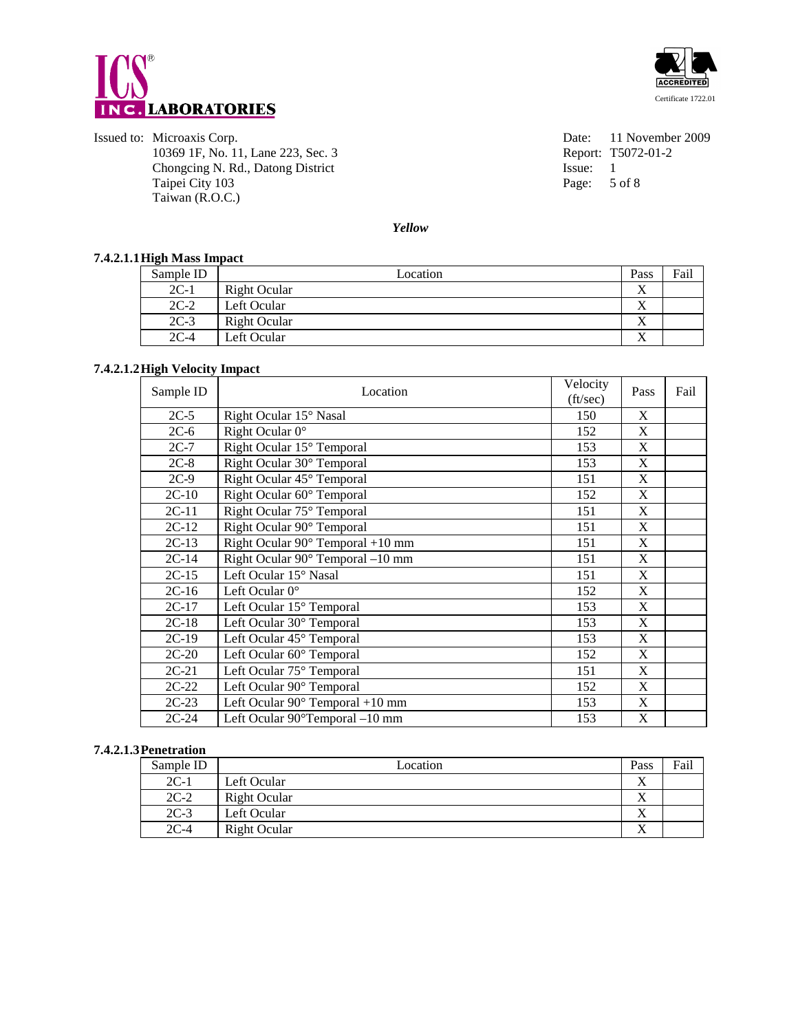Issued to: Microaxis Corp.
10369 1F, No. 11, Lane 223, Sec. 3
Chongcing N. Rd., Datong District
Taipei City 103
Taiwan (R.O.C.)

Date: 11 November 2009
Report: T5072-01-2
Issue: 1

*Yellow*

#### 7.4.2.1.1 High Mass Impact

| Sample ID | Location | Pass | Fail |
|---|---|---|---|
| 2C-1 | Right Ocular | X | |
| 2C-2 | Left Ocular | X | |
| 2C-3 | Right Ocular | X | |
| 2C-4 | Left Ocular | X | |

#### 7.4.2.1.2 High Velocity Impact

| Sample ID | Location | Velocity (ft/sec) | Pass | Fail |
|---|---|---|---|---|
| 2C-5 | Right Ocular 15° Nasal | 150 | X | |
| 2C-6 | Right Ocular 0° | 152 | X | |
| 2C-7 | Right Ocular 15° Temporal | 153 | X | |
| 2C-8 | Right Ocular 30° Temporal | 153 | X | |
| 2C-9 | Right Ocular 45° Temporal | 151 | X | |
| 2C-10 | Right Ocular 60° Temporal | 152 | X | |
| 2C-11 | Right Ocular 75° Temporal | 151 | X | |
| 2C-12 | Right Ocular 90° Temporal | 151 | X | |
| 2C-13 | Right Ocular 90° Temporal +10 mm | 151 | X | |
| 2C-14 | Right Ocular 90° Temporal –10 mm | 151 | X | |
| 2C-15 | Left Ocular 15° Nasal | 151 | X | |
| 2C-16 | Left Ocular 0° | 152 | X | |
| 2C-17 | Left Ocular 15° Temporal | 153 | X | |
| 2C-18 | Left Ocular 30° Temporal | 153 | X | |
| 2C-19 | Left Ocular 45° Temporal | 153 | X | |
| 2C-20 | Left Ocular 60° Temporal | 152 | X | |
| 2C-21 | Left Ocular 75° Temporal | 151 | X | |
| 2C-22 | Left Ocular 90° Temporal | 152 | X | |
| 2C-23 | Left Ocular 90° Temporal +10 mm | 153 | X | |
| 2C-24 | Left Ocular 90°Temporal –10 mm | 153 | X | |

#### 7.4.2.1.3 Penetration

| Sample ID | Location | Pass | Fail |
|---|---|---|---|
| 2C-1 | Left Ocular | X | |
| 2C-2 | Right Ocular | X | |
| 2C-3 | Left Ocular | X | |
| 2C-4 | Right Ocular | X | |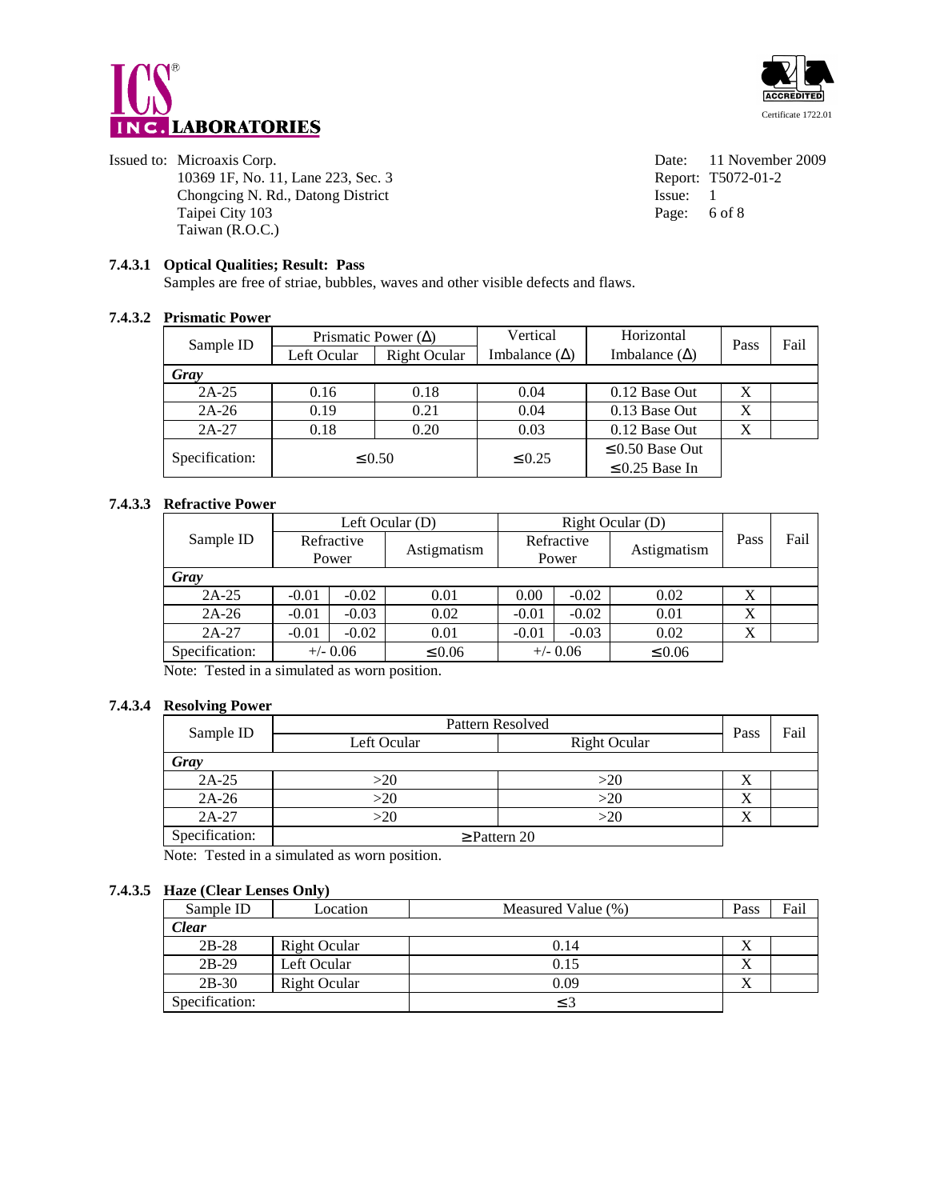Issued to: Microaxis Corp.
10369 1F, No. 11, Lane 223, Sec. 3
Chongcing N. Rd., Datong District
Taipei City 103
Taiwan (R.O.C.)

Date: 11 November 2009
Report: T5072-01-2
Issue: 1

### 7.4.3.1 Optical Qualities; Result: Pass

Samples are free of striae, bubbles, waves and other visible defects and flaws.

### 7.4.3.2 Prismatic Power

| Sample ID | Prismatic Power (Δ) | | Vertical Imbalance (Δ) | Horizontal Imbalance (Δ) | Pass | Fail |
|---|---|---|---|---|---|---|
| | Left Ocular | Right Ocular | | | | |
| ***Gray*** | | | | | | |
| 2A-25 | 0.16 | 0.18 | 0.04 | 0.12 Base Out | X | |
| 2A-26 | 0.19 | 0.21 | 0.04 | 0.13 Base Out | X | |
| 2A-27 | 0.18 | 0.20 | 0.03 | 0.12 Base Out | X | |
| Specification: | ≤0.50 | | ≤0.25 | ≤0.50 Base Out ≤0.25 Base In | | |

### 7.4.3.3 Refractive Power

| Sample ID | Left Ocular (D) | | | Right Ocular (D) | | | Pass | Fail |
|---|---|---|---|---|---|---|---|---|
| | Refractive Power | | Astigmatism | Refractive Power | | Astigmatism | | |
| ***Gray*** | | | | | | | | |
| 2A-25 | -0.01 | -0.02 | 0.01 | 0.00 | -0.02 | 0.02 | X | |
| 2A-26 | -0.01 | -0.03 | 0.02 | -0.01 | -0.02 | 0.01 | X | |
| 2A-27 | -0.01 | -0.02 | 0.01 | -0.01 | -0.03 | 0.02 | X | |
| Specification: | +/- 0.06 | | ≤0.06 | +/- 0.06 | | ≤0.06 | | |

Note: Tested in a simulated as worn position.

### 7.4.3.4 Resolving Power

| Sample ID | Pattern Resolved | | Pass | Fail |
|---|---|---|---|---|
| | Left Ocular | Right Ocular | | |
| ***Gray*** | | | | |
| 2A-25 | >20 | >20 | X | |
| 2A-26 | >20 | >20 | X | |
| 2A-27 | >20 | >20 | X | |
| Specification: | ≥Pattern 20 | | | |

Note: Tested in a simulated as worn position.

### 7.4.3.5 Haze (Clear Lenses Only)

| Sample ID | Location | Measured Value (%) | Pass | Fail |
|---|---|---|---|---|
| ***Clear*** | | | | |
| 2B-28 | Right Ocular | 0.14 | X | |
| 2B-29 | Left Ocular | 0.15 | X | |
| 2B-30 | Right Ocular | 0.09 | X | |
| Specification: | | ≤3 | | |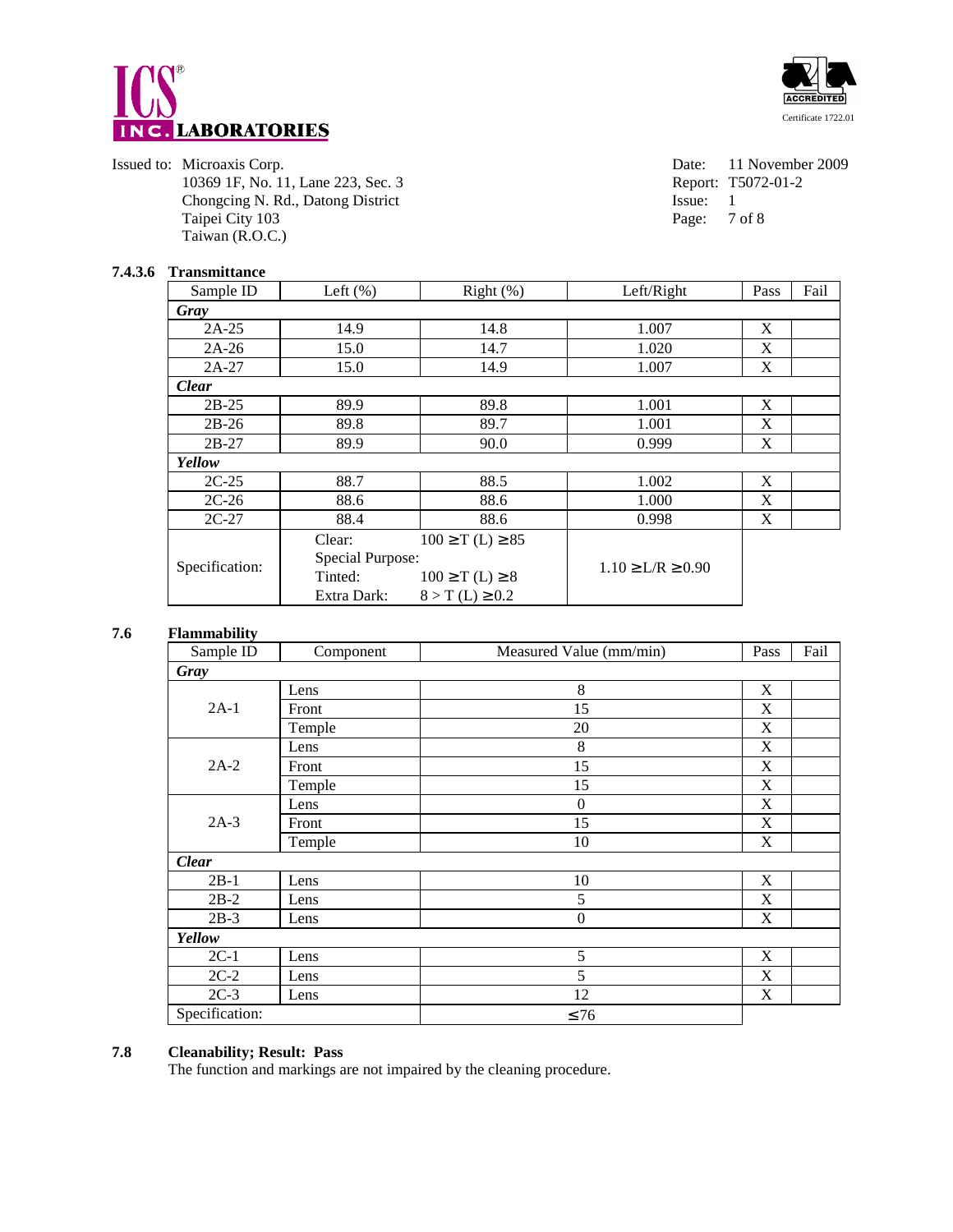**ICS INC. LABORATORIES**

Issued to: Microaxis Corp.
10369 1F, No. 11, Lane 223, Sec. 3
Chongcing N. Rd., Datong District
Taipei City 103
Taiwan (R.O.C.)

Date: 11 November 2009
Report: T5072-01-2
Issue: 1

**7.4.3.6 Transmittance**

| Sample ID | Left (%) | Right (%) | Left/Right | Pass | Fail |
|---|---|---|---|---|---|
| ***Gray*** | | | | | |
| 2A-25 | 14.9 | 14.8 | 1.007 | X | |
| 2A-26 | 15.0 | 14.7 | 1.020 | X | |
| 2A-27 | 15.0 | 14.9 | 1.007 | X | |
| ***Clear*** | | | | | |
| 2B-25 | 89.9 | 89.8 | 1.001 | X | |
| 2B-26 | 89.8 | 89.7 | 1.001 | X | |
| 2B-27 | 89.9 | 90.0 | 0.999 | X | |
| ***Yellow*** | | | | | |
| 2C-25 | 88.7 | 88.5 | 1.002 | X | |
| 2C-26 | 88.6 | 88.6 | 1.000 | X | |
| 2C-27 | 88.4 | 88.6 | 0.998 | X | |
| Specification: | Clear: $100 \geq T(L) \geq 85$<br>Special Purpose:<br>Tinted: $100 \geq T(L) \geq 8$<br>Extra Dark: $8 > T(L) \geq 0.2$ | | $1.10 \geq L/R \geq 0.90$ | | |

**7.6 Flammability**

| Sample ID | Component | Measured Value (mm/min) | Pass | Fail |
|---|---|---|---|---|
| ***Gray*** | | | | |
| 2A-1 | Lens | 8 | X | |
| | Front | 15 | X | |
| | Temple | 20 | X | |
| 2A-2 | Lens | 8 | X | |
| | Front | 15 | X | |
| | Temple | 15 | X | |
| 2A-3 | Lens | 0 | X | |
| | Front | 15 | X | |
| | Temple | 10 | X | |
| ***Clear*** | | | | |
| 2B-1 | Lens | 10 | X | |
| 2B-2 | Lens | 5 | X | |
| 2B-3 | Lens | 0 | X | |
| ***Yellow*** | | | | |
| 2C-1 | Lens | 5 | X | |
| 2C-2 | Lens | 5 | X | |
| 2C-3 | Lens | 12 | X | |
| Specification: | | $\leq 76$ | | |

**7.8 Cleanability; Result: Pass**

The function and markings are not impaired by the cleaning procedure.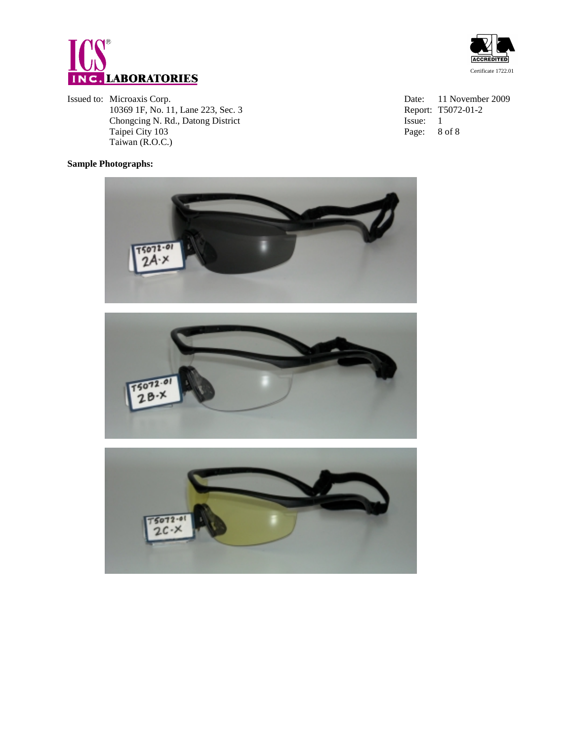Issued to: Microaxis Corp.
10369 1F, No. 11, Lane 223, Sec. 3
Chongcing N. Rd., Datong District
Taipei City 103
Taiwan (R.O.C.)

Date: 11 November 2009
Report: T5072-01-2
Issue: 1

**Sample Photographs:**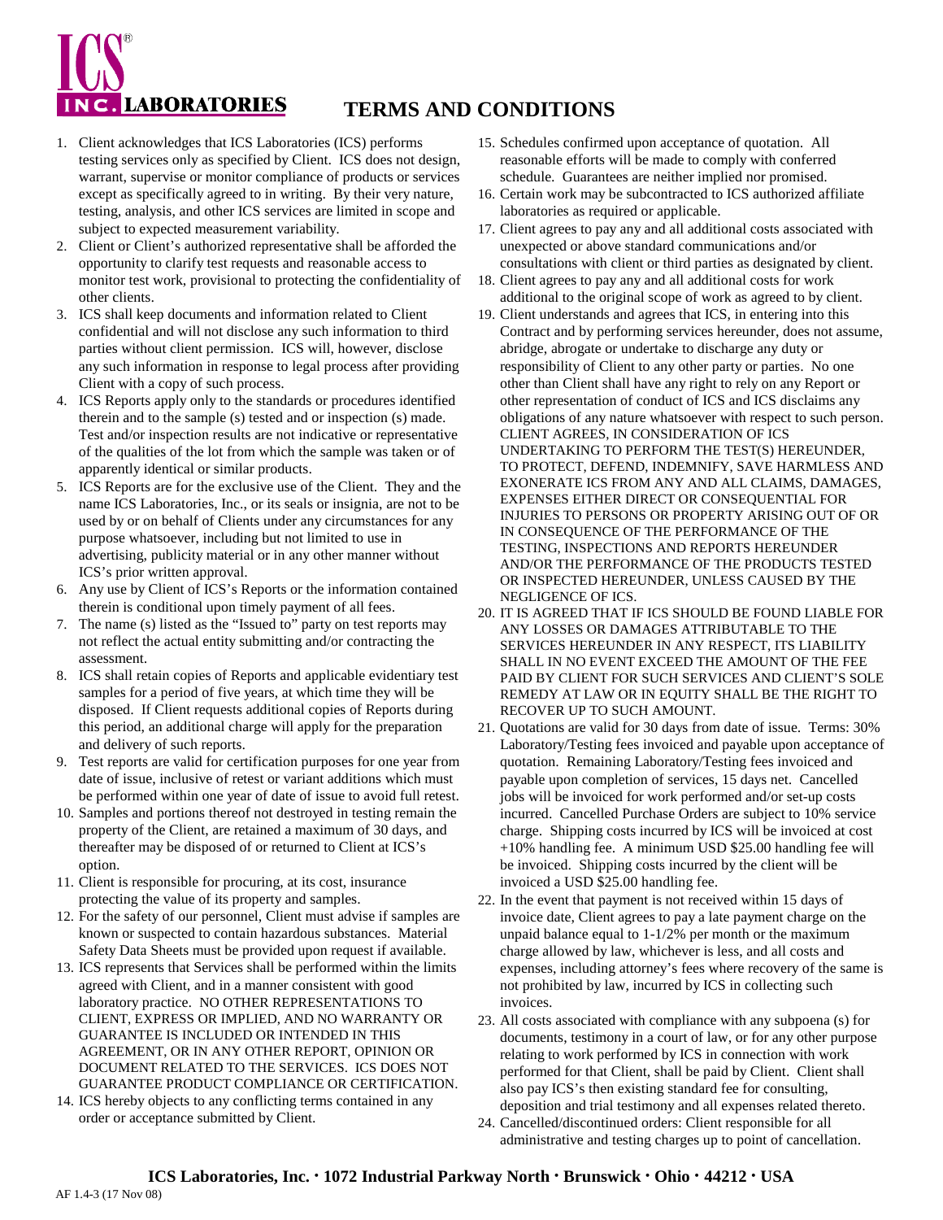# ICS® INC. LABORATORIES

# TERMS AND CONDITIONS

1. Client acknowledges that ICS Laboratories (ICS) performs testing services only as specified by Client. ICS does not design, warrant, supervise or monitor compliance of products or services except as specifically agreed to in writing. By their very nature, testing, analysis, and other ICS services are limited in scope and subject to expected measurement variability.
2. Client or Client's authorized representative shall be afforded the opportunity to clarify test requests and reasonable access to monitor test work, provisional to protecting the confidentiality of other clients.
3. ICS shall keep documents and information related to Client confidential and will not disclose any such information to third parties without client permission. ICS will, however, disclose any such information in response to legal process after providing Client with a copy of such process.
4. ICS Reports apply only to the standards or procedures identified therein and to the sample (s) tested and or inspection (s) made. Test and/or inspection results are not indicative or representative of the qualities of the lot from which the sample was taken or of apparently identical or similar products.
5. ICS Reports are for the exclusive use of the Client. They and the name ICS Laboratories, Inc., or its seals or insignia, are not to be used by or on behalf of Clients under any circumstances for any purpose whatsoever, including but not limited to use in advertising, publicity material or in any other manner without ICS's prior written approval.
6. Any use by Client of ICS's Reports or the information contained therein is conditional upon timely payment of all fees.
7. The name (s) listed as the "Issued to" party on test reports may not reflect the actual entity submitting and/or contracting the assessment.
8. ICS shall retain copies of Reports and applicable evidentiary test samples for a period of five years, at which time they will be disposed. If Client requests additional copies of Reports during this period, an additional charge will apply for the preparation and delivery of such reports.
9. Test reports are valid for certification purposes for one year from date of issue, inclusive of retest or variant additions which must be performed within one year of date of issue to avoid full retest.
10. Samples and portions thereof not destroyed in testing remain the property of the Client, are retained a maximum of 30 days, and thereafter may be disposed of or returned to Client at ICS's option.
11. Client is responsible for procuring, at its cost, insurance protecting the value of its property and samples.
12. For the safety of our personnel, Client must advise if samples are known or suspected to contain hazardous substances. Material Safety Data Sheets must be provided upon request if available.
13. ICS represents that Services shall be performed within the limits agreed with Client, and in a manner consistent with good laboratory practice. NO OTHER REPRESENTATIONS TO CLIENT, EXPRESS OR IMPLIED, AND NO WARRANTY OR GUARANTEE IS INCLUDED OR INTENDED IN THIS AGREEMENT, OR IN ANY OTHER REPORT, OPINION OR DOCUMENT RELATED TO THE SERVICES. ICS DOES NOT GUARANTEE PRODUCT COMPLIANCE OR CERTIFICATION.
14. ICS hereby objects to any conflicting terms contained in any order or acceptance submitted by Client.
15. Schedules confirmed upon acceptance of quotation. All reasonable efforts will be made to comply with conferred schedule. Guarantees are neither implied nor promised.
16. Certain work may be subcontracted to ICS authorized affiliate laboratories as required or applicable.
17. Client agrees to pay any and all additional costs associated with unexpected or above standard communications and/or consultations with client or third parties as designated by client.
18. Client agrees to pay any and all additional costs for work additional to the original scope of work as agreed to by client.
19. Client understands and agrees that ICS, in entering into this Contract and by performing services hereunder, does not assume, abridge, abrogate or undertake to discharge any duty or responsibility of Client to any other party or parties. No one other than Client shall have any right to rely on any Report or other representation of conduct of ICS and ICS disclaims any obligations of any nature whatsoever with respect to such person. CLIENT AGREES, IN CONSIDERATION OF ICS UNDERTAKING TO PERFORM THE TEST(S) HEREUNDER, TO PROTECT, DEFEND, INDEMNIFY, SAVE HARMLESS AND EXONERATE ICS FROM ANY AND ALL CLAIMS, DAMAGES, EXPENSES EITHER DIRECT OR CONSEQUENTIAL FOR INJURIES TO PERSONS OR PROPERTY ARISING OUT OF OR IN CONSEQUENCE OF THE PERFORMANCE OF THE TESTING, INSPECTIONS AND REPORTS HEREUNDER AND/OR THE PERFORMANCE OF THE PRODUCTS TESTED OR INSPECTED HEREUNDER, UNLESS CAUSED BY THE NEGLIGENCE OF ICS.
20. IT IS AGREED THAT IF ICS SHOULD BE FOUND LIABLE FOR ANY LOSSES OR DAMAGES ATTRIBUTABLE TO THE SERVICES HEREUNDER IN ANY RESPECT, ITS LIABILITY SHALL IN NO EVENT EXCEED THE AMOUNT OF THE FEE PAID BY CLIENT FOR SUCH SERVICES AND CLIENT'S SOLE REMEDY AT LAW OR IN EQUITY SHALL BE THE RIGHT TO RECOVER UP TO SUCH AMOUNT.
21. Quotations are valid for 30 days from date of issue. Terms: 30% Laboratory/Testing fees invoiced and payable upon acceptance of quotation. Remaining Laboratory/Testing fees invoiced and payable upon completion of services, 15 days net. Cancelled jobs will be invoiced for work performed and/or set-up costs incurred. Cancelled Purchase Orders are subject to 10% service charge. Shipping costs incurred by ICS will be invoiced at cost +10% handling fee. A minimum USD $25.00 handling fee will be invoiced. Shipping costs incurred by the client will be invoiced a USD $25.00 handling fee.
22. In the event that payment is not received within 15 days of invoice date, Client agrees to pay a late payment charge on the unpaid balance equal to 1-1/2% per month or the maximum charge allowed by law, whichever is less, and all costs and expenses, including attorney's fees where recovery of the same is not prohibited by law, incurred by ICS in collecting such invoices.
23. All costs associated with compliance with any subpoena (s) for documents, testimony in a court of law, or for any other purpose relating to work performed by ICS in connection with work performed for that Client, shall be paid by Client. Client shall also pay ICS's then existing standard fee for consulting, deposition and trial testimony and all expenses related thereto.
24. Cancelled/discontinued orders: Client responsible for all administrative and testing charges up to point of cancellation.

**ICS Laboratories, Inc. · 1072 Industrial Parkway North · Brunswick · Ohio · 44212 · USA**

AF 1.4-3 (17 Nov 08)